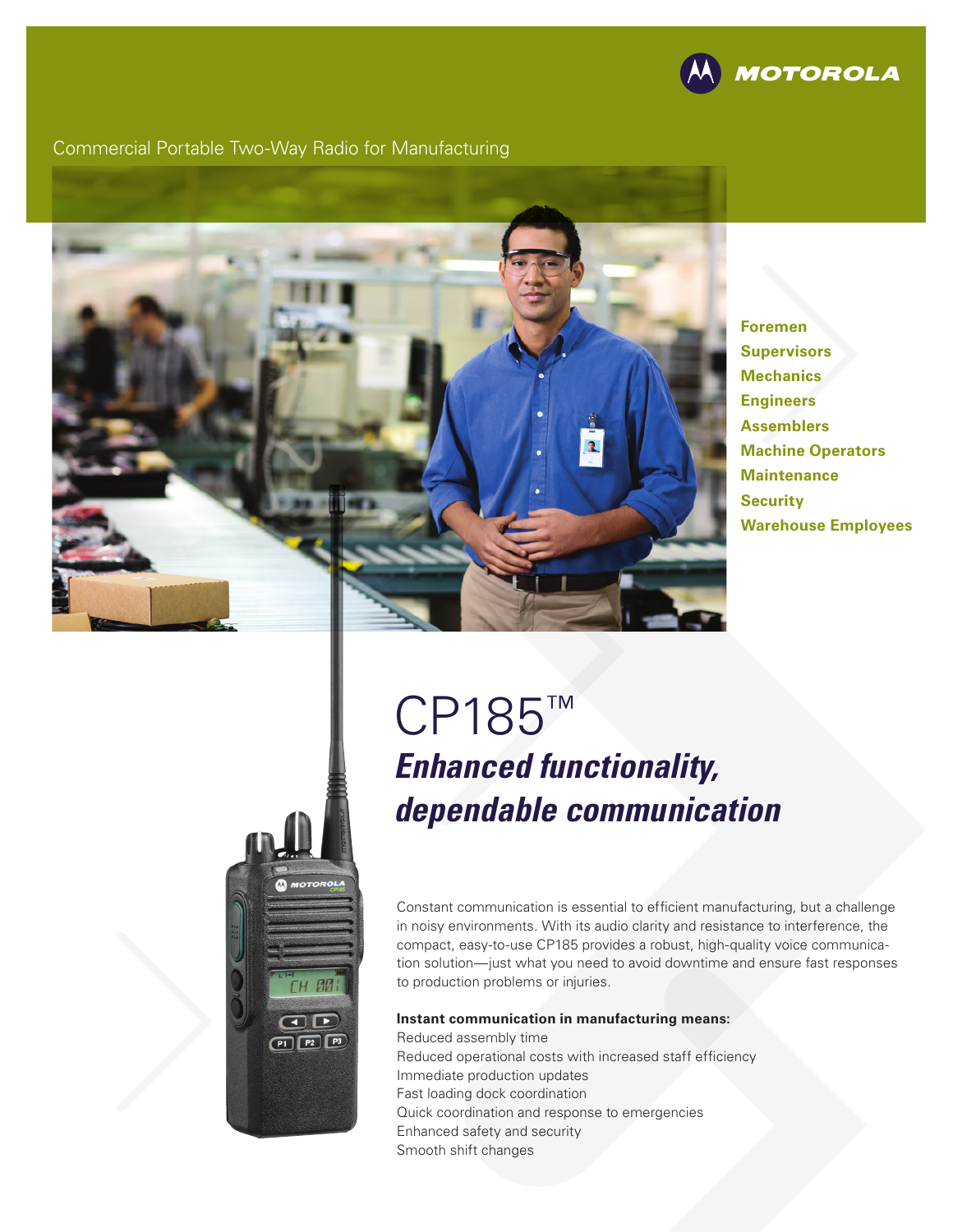MOTOROLA

Commercial Portable Two-Way Radio for Manufacturing

**Foremen**
**Supervisors**
**Mechanics**
**Engineers**
**Assemblers**
**Machine Operators**
**Maintenance**
**Security**
**Warehouse Employees**

# CP185™

## *Enhanced functionality, dependable communication*

Constant communication is essential to efficient manufacturing, but a challenge in noisy environments. With its audio clarity and resistance to interference, the compact, easy-to-use CP185 provides a robust, high-quality voice communication solution—just what you need to avoid downtime and ensure fast responses to production problems or injuries.

**Instant communication in manufacturing means:**

Reduced assembly time
Reduced operational costs with increased staff efficiency
Immediate production updates
Fast loading dock coordination
Quick coordination and response to emergencies
Enhanced safety and security
Smooth shift changes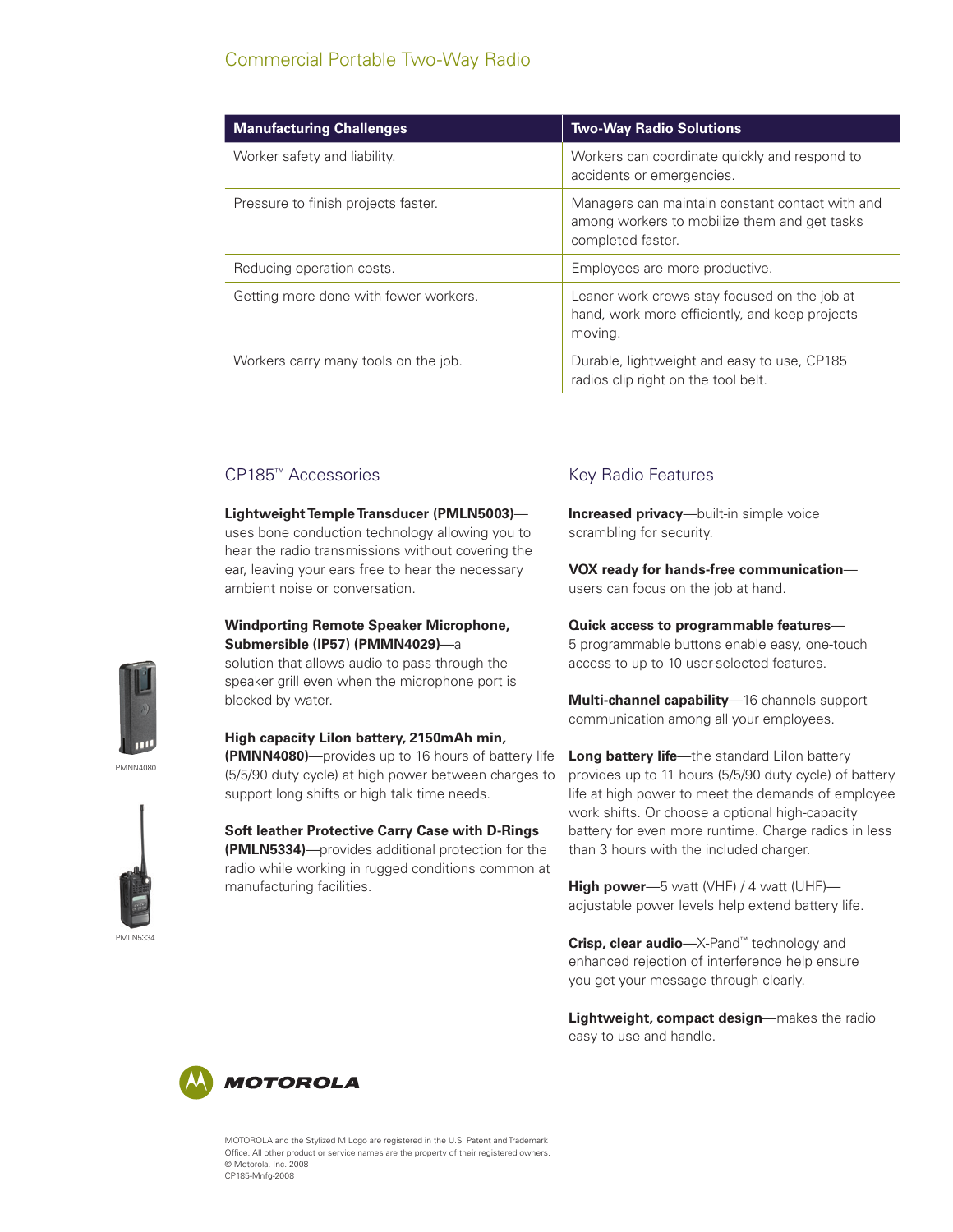## Commercial Portable Two-Way Radio

| Manufacturing Challenges | Two-Way Radio Solutions |
|---|---|
| Worker safety and liability. | Workers can coordinate quickly and respond to accidents or emergencies. |
| Pressure to finish projects faster. | Managers can maintain constant contact with and among workers to mobilize them and get tasks completed faster. |
| Reducing operation costs. | Employees are more productive. |
| Getting more done with fewer workers. | Leaner work crews stay focused on the job at hand, work more efficiently, and keep projects moving. |
| Workers carry many tools on the job. | Durable, lightweight and easy to use, CP185 radios clip right on the tool belt. |

### CP185™ Accessories

**Lightweight Temple Transducer (PMLN5003)**—uses bone conduction technology allowing you to hear the radio transmissions without covering the ear, leaving your ears free to hear the necessary ambient noise or conversation.

**Windporting Remote Speaker Microphone, Submersible (IP57) (PMMN4029)**—a solution that allows audio to pass through the speaker grill even when the microphone port is blocked by water.

**High capacity LiIon battery, 2150mAh min, (PMNN4080)**—provides up to 16 hours of battery life (5/5/90 duty cycle) at high power between charges to support long shifts or high talk time needs.

**Soft leather Protective Carry Case with D-Rings (PMLN5334)**—provides additional protection for the radio while working in rugged conditions common at manufacturing facilities.

PMNN4080

PMLN5334

### Key Radio Features

**Increased privacy**—built-in simple voice scrambling for security.

**VOX ready for hands-free communication**—users can focus on the job at hand.

**Quick access to programmable features**—5 programmable buttons enable easy, one-touch access to up to 10 user-selected features.

**Multi-channel capability**—16 channels support communication among all your employees.

**Long battery life**—the standard LiIon battery provides up to 11 hours (5/5/90 duty cycle) of battery life at high power to meet the demands of employee work shifts. Or choose a optional high-capacity battery for even more runtime. Charge radios in less than 3 hours with the included charger.

**High power**—5 watt (VHF) / 4 watt (UHF)—adjustable power levels help extend battery life.

**Crisp, clear audio**—X-Pand™ technology and enhanced rejection of interference help ensure you get your message through clearly.

**Lightweight, compact design**—makes the radio easy to use and handle.

MOTOROLA

MOTOROLA and the Stylized M Logo are registered in the U.S. Patent and Trademark Office. All other product or service names are the property of their registered owners.
© Motorola, Inc. 2008
CP185-Mnfg-2008